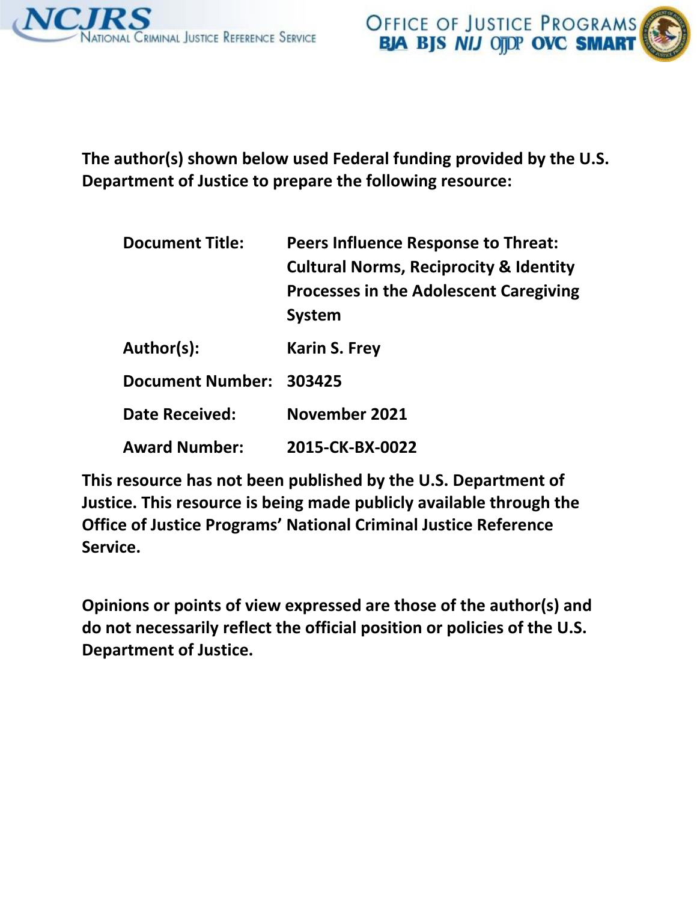The author(s) shown below used Federal funding provided by the U.S. Department of Justice to prepare the following resource:

| | |
|---|---|
| **Document Title:** | **Peers Influence Response to Threat: Cultural Norms, Reciprocity & Identity Processes in the Adolescent Caregiving System** |
| **Author(s):** | **Karin S. Frey** |
| **Document Number:** | **303425** |
| **Date Received:** | **November 2021** |
| **Award Number:** | **2015-CK-BX-0022** |

**This resource has not been published by the U.S. Department of Justice. This resource is being made publicly available through the Office of Justice Programs' National Criminal Justice Reference Service.**

**Opinions or points of view expressed are those of the author(s) and do not necessarily reflect the official position or policies of the U.S. Department of Justice.**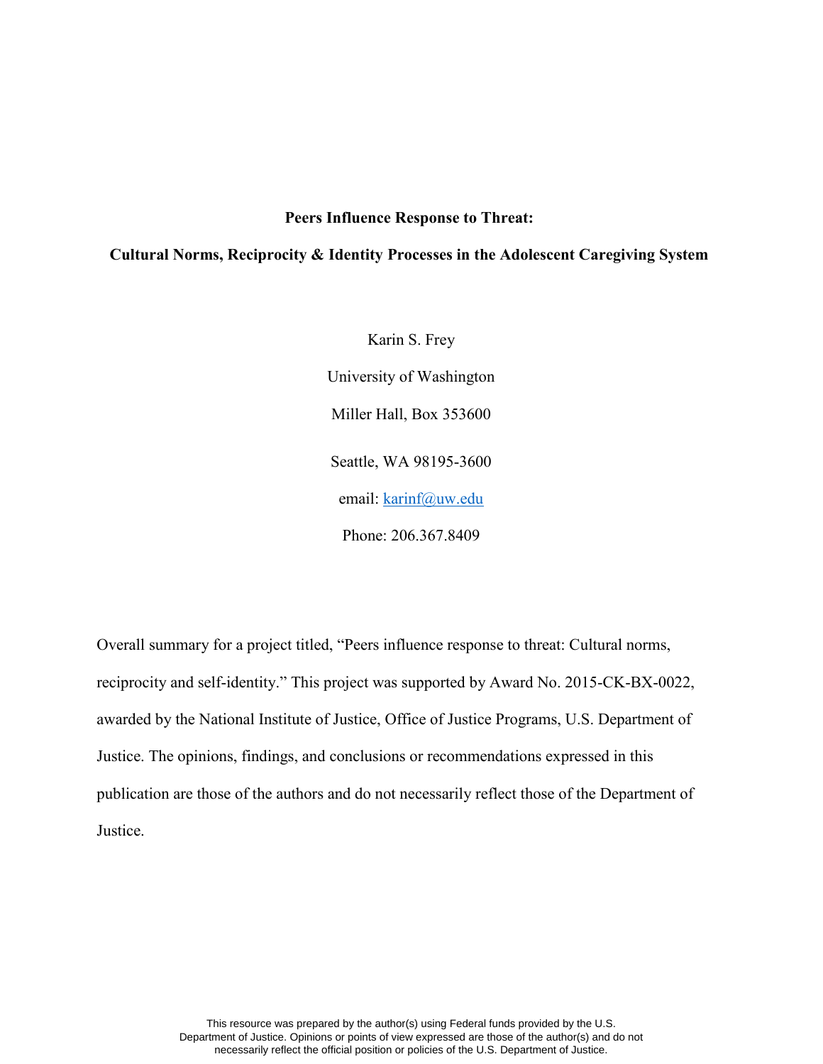**Peers Influence Response to Threat:**

**Cultural Norms, Reciprocity & Identity Processes in the Adolescent Caregiving System**

Karin S. Frey

University of Washington

Miller Hall, Box 353600

Seattle, WA 98195-3600

email: karinf@uw.edu

Phone: 206.367.8409

Overall summary for a project titled, "Peers influence response to threat: Cultural norms, reciprocity and self-identity." This project was supported by Award No. 2015-CK-BX-0022, awarded by the National Institute of Justice, Office of Justice Programs, U.S. Department of Justice. The opinions, findings, and conclusions or recommendations expressed in this publication are those of the authors and do not necessarily reflect those of the Department of Justice.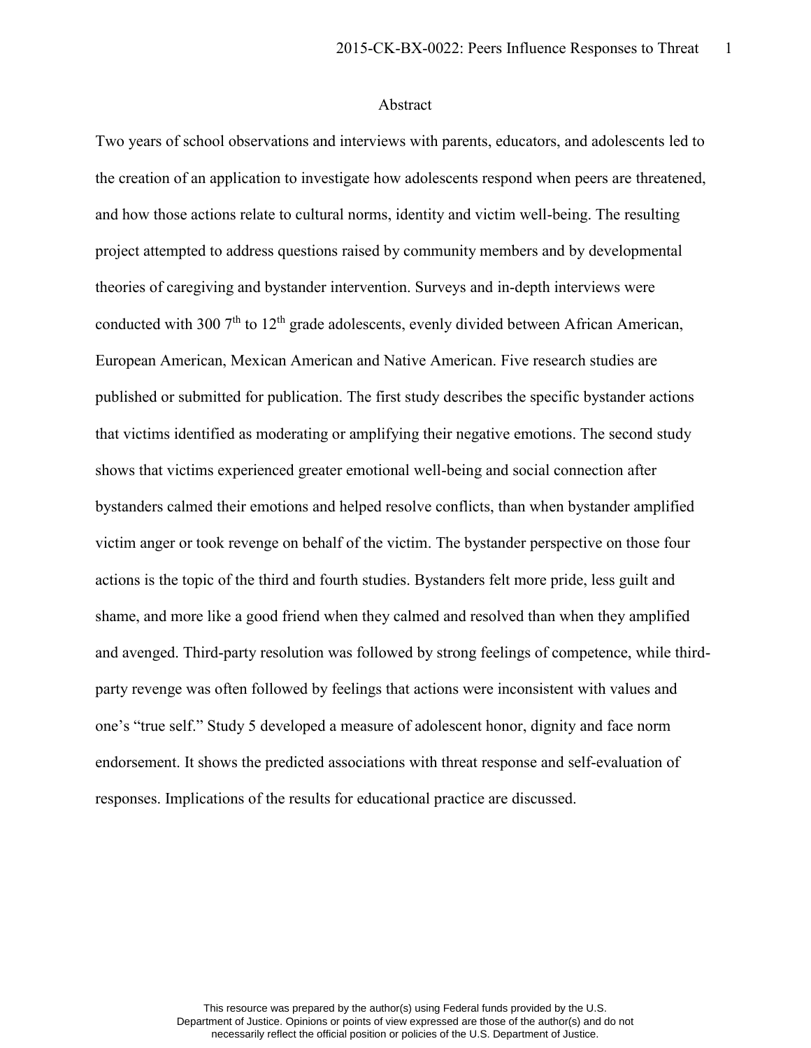## Abstract

Two years of school observations and interviews with parents, educators, and adolescents led to the creation of an application to investigate how adolescents respond when peers are threatened, and how those actions relate to cultural norms, identity and victim well-being. The resulting project attempted to address questions raised by community members and by developmental theories of caregiving and bystander intervention. Surveys and in-depth interviews were conducted with 300 7th to 12th grade adolescents, evenly divided between African American, European American, Mexican American and Native American. Five research studies are published or submitted for publication. The first study describes the specific bystander actions that victims identified as moderating or amplifying their negative emotions. The second study shows that victims experienced greater emotional well-being and social connection after bystanders calmed their emotions and helped resolve conflicts, than when bystander amplified victim anger or took revenge on behalf of the victim. The bystander perspective on those four actions is the topic of the third and fourth studies. Bystanders felt more pride, less guilt and shame, and more like a good friend when they calmed and resolved than when they amplified and avenged. Third-party resolution was followed by strong feelings of competence, while third-party revenge was often followed by feelings that actions were inconsistent with values and one's "true self." Study 5 developed a measure of adolescent honor, dignity and face norm endorsement. It shows the predicted associations with threat response and self-evaluation of responses. Implications of the results for educational practice are discussed.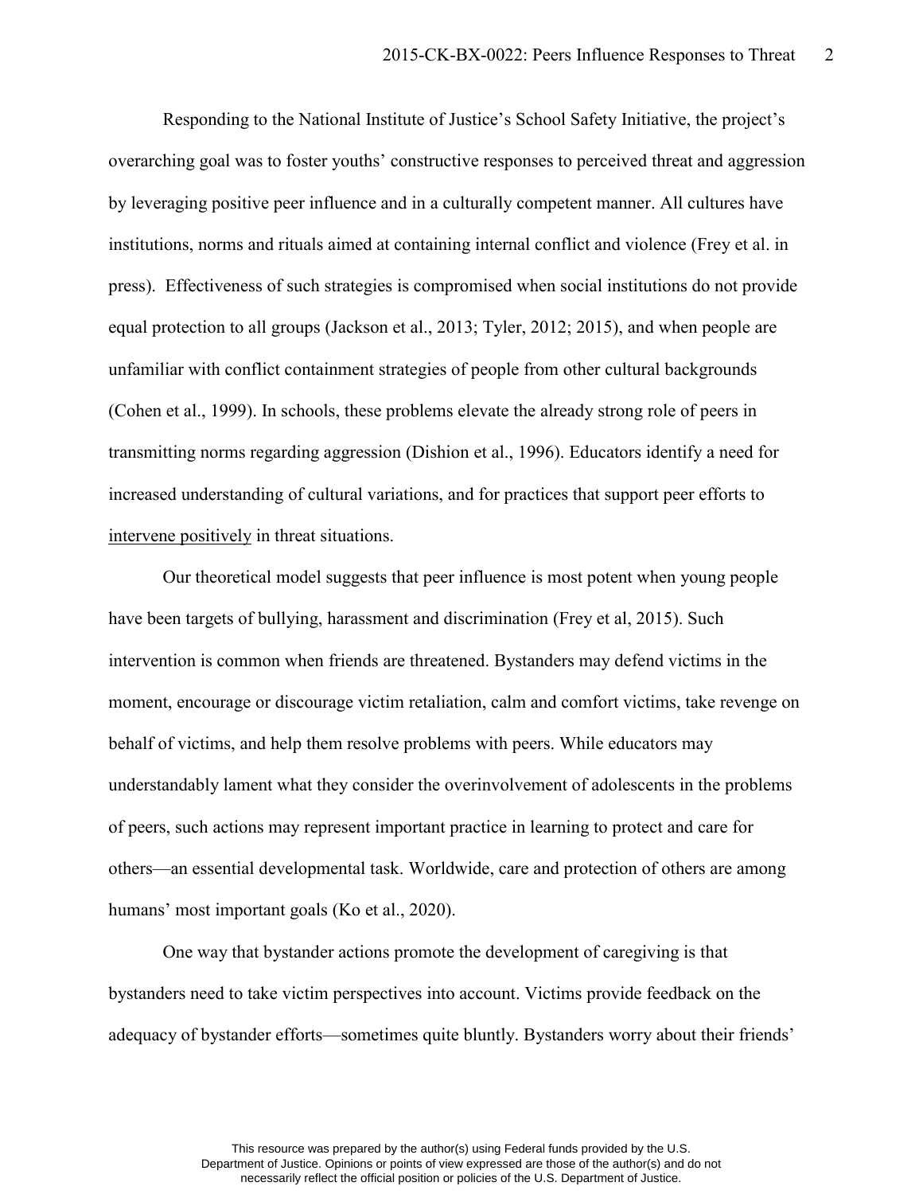Responding to the National Institute of Justice's School Safety Initiative, the project's overarching goal was to foster youths' constructive responses to perceived threat and aggression by leveraging positive peer influence and in a culturally competent manner. All cultures have institutions, norms and rituals aimed at containing internal conflict and violence (Frey et al. in press). Effectiveness of such strategies is compromised when social institutions do not provide equal protection to all groups (Jackson et al., 2013; Tyler, 2012; 2015), and when people are unfamiliar with conflict containment strategies of people from other cultural backgrounds (Cohen et al., 1999). In schools, these problems elevate the already strong role of peers in transmitting norms regarding aggression (Dishion et al., 1996). Educators identify a need for increased understanding of cultural variations, and for practices that support peer efforts to <u>intervene positively</u> in threat situations.

Our theoretical model suggests that peer influence is most potent when young people have been targets of bullying, harassment and discrimination (Frey et al, 2015). Such intervention is common when friends are threatened. Bystanders may defend victims in the moment, encourage or discourage victim retaliation, calm and comfort victims, take revenge on behalf of victims, and help them resolve problems with peers. While educators may understandably lament what they consider the overinvolvement of adolescents in the problems of peers, such actions may represent important practice in learning to protect and care for others—an essential developmental task. Worldwide, care and protection of others are among humans' most important goals (Ko et al., 2020).

One way that bystander actions promote the development of caregiving is that bystanders need to take victim perspectives into account. Victims provide feedback on the adequacy of bystander efforts—sometimes quite bluntly. Bystanders worry about their friends'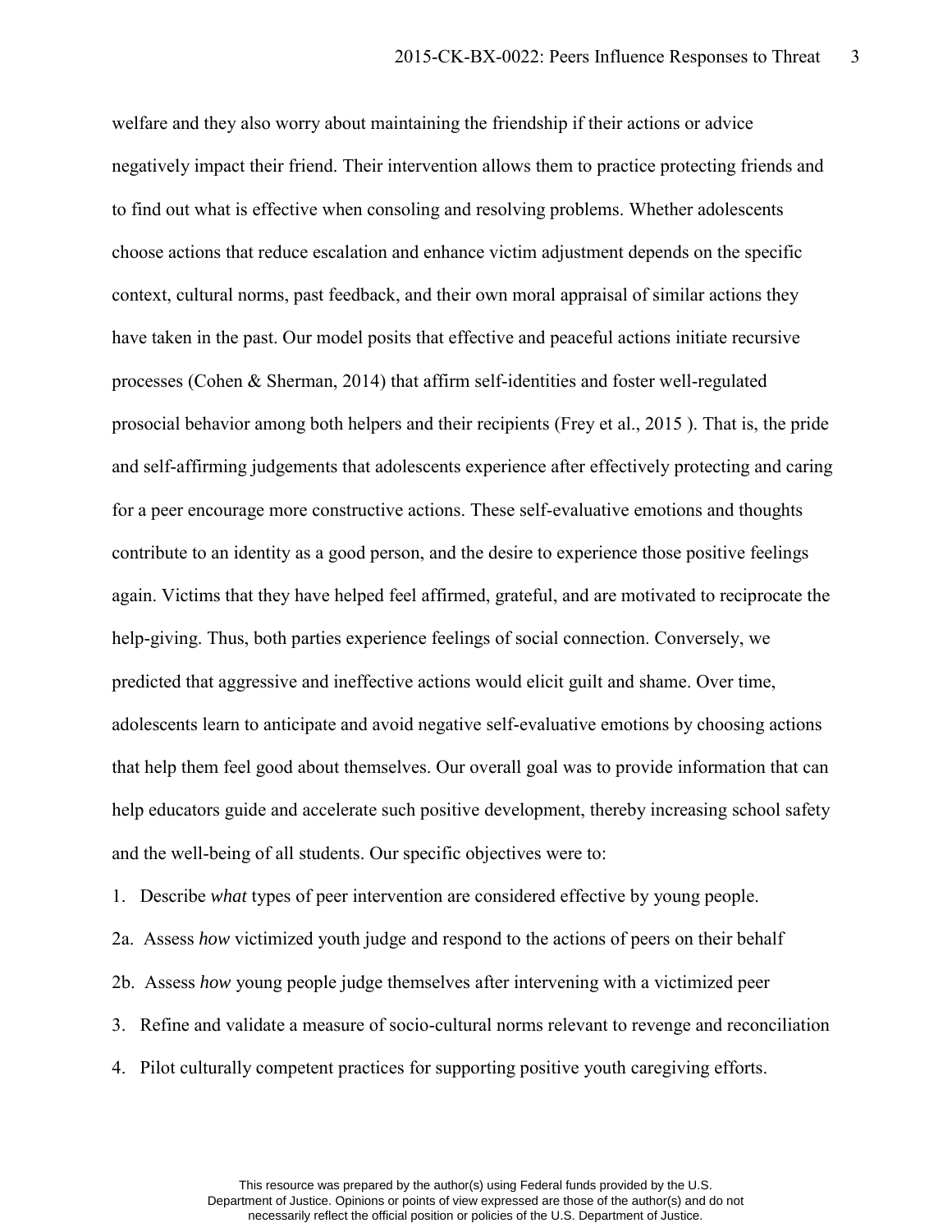welfare and they also worry about maintaining the friendship if their actions or advice negatively impact their friend. Their intervention allows them to practice protecting friends and to find out what is effective when consoling and resolving problems. Whether adolescents choose actions that reduce escalation and enhance victim adjustment depends on the specific context, cultural norms, past feedback, and their own moral appraisal of similar actions they have taken in the past. Our model posits that effective and peaceful actions initiate recursive processes (Cohen & Sherman, 2014) that affirm self-identities and foster well-regulated prosocial behavior among both helpers and their recipients (Frey et al., 2015 ). That is, the pride and self-affirming judgements that adolescents experience after effectively protecting and caring for a peer encourage more constructive actions. These self-evaluative emotions and thoughts contribute to an identity as a good person, and the desire to experience those positive feelings again. Victims that they have helped feel affirmed, grateful, and are motivated to reciprocate the help-giving. Thus, both parties experience feelings of social connection. Conversely, we predicted that aggressive and ineffective actions would elicit guilt and shame. Over time, adolescents learn to anticipate and avoid negative self-evaluative emotions by choosing actions that help them feel good about themselves. Our overall goal was to provide information that can help educators guide and accelerate such positive development, thereby increasing school safety and the well-being of all students. Our specific objectives were to:

1. Describe *what* types of peer intervention are considered effective by young people.

2a. Assess *how* victimized youth judge and respond to the actions of peers on their behalf

2b. Assess *how* young people judge themselves after intervening with a victimized peer

3. Refine and validate a measure of socio-cultural norms relevant to revenge and reconciliation

4. Pilot culturally competent practices for supporting positive youth caregiving efforts.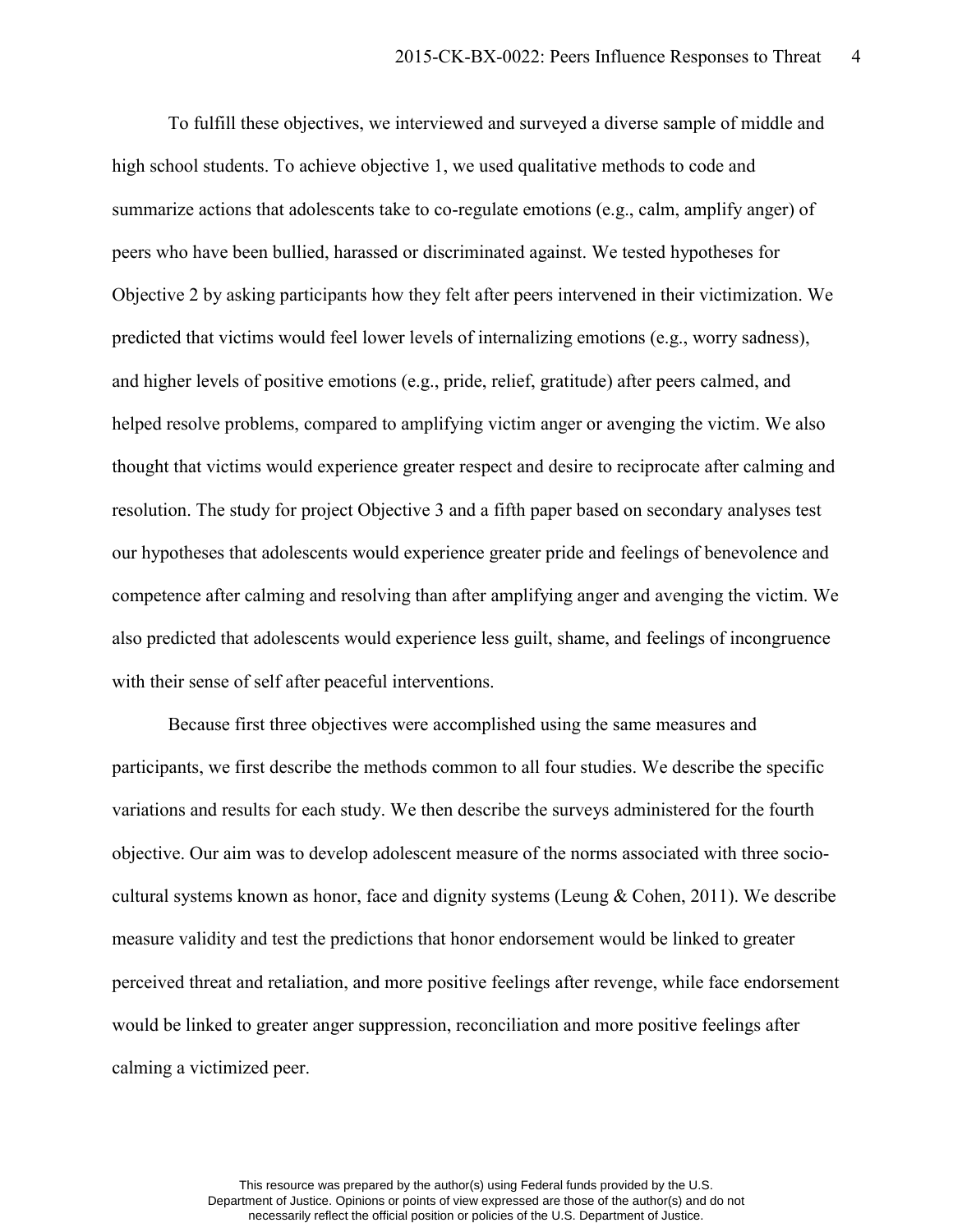To fulfill these objectives, we interviewed and surveyed a diverse sample of middle and high school students. To achieve objective 1, we used qualitative methods to code and summarize actions that adolescents take to co-regulate emotions (e.g., calm, amplify anger) of peers who have been bullied, harassed or discriminated against. We tested hypotheses for Objective 2 by asking participants how they felt after peers intervened in their victimization. We predicted that victims would feel lower levels of internalizing emotions (e.g., worry sadness), and higher levels of positive emotions (e.g., pride, relief, gratitude) after peers calmed, and helped resolve problems, compared to amplifying victim anger or avenging the victim. We also thought that victims would experience greater respect and desire to reciprocate after calming and resolution. The study for project Objective 3 and a fifth paper based on secondary analyses test our hypotheses that adolescents would experience greater pride and feelings of benevolence and competence after calming and resolving than after amplifying anger and avenging the victim. We also predicted that adolescents would experience less guilt, shame, and feelings of incongruence with their sense of self after peaceful interventions.

Because first three objectives were accomplished using the same measures and participants, we first describe the methods common to all four studies. We describe the specific variations and results for each study. We then describe the surveys administered for the fourth objective. Our aim was to develop adolescent measure of the norms associated with three socio-cultural systems known as honor, face and dignity systems (Leung & Cohen, 2011). We describe measure validity and test the predictions that honor endorsement would be linked to greater perceived threat and retaliation, and more positive feelings after revenge, while face endorsement would be linked to greater anger suppression, reconciliation and more positive feelings after calming a victimized peer.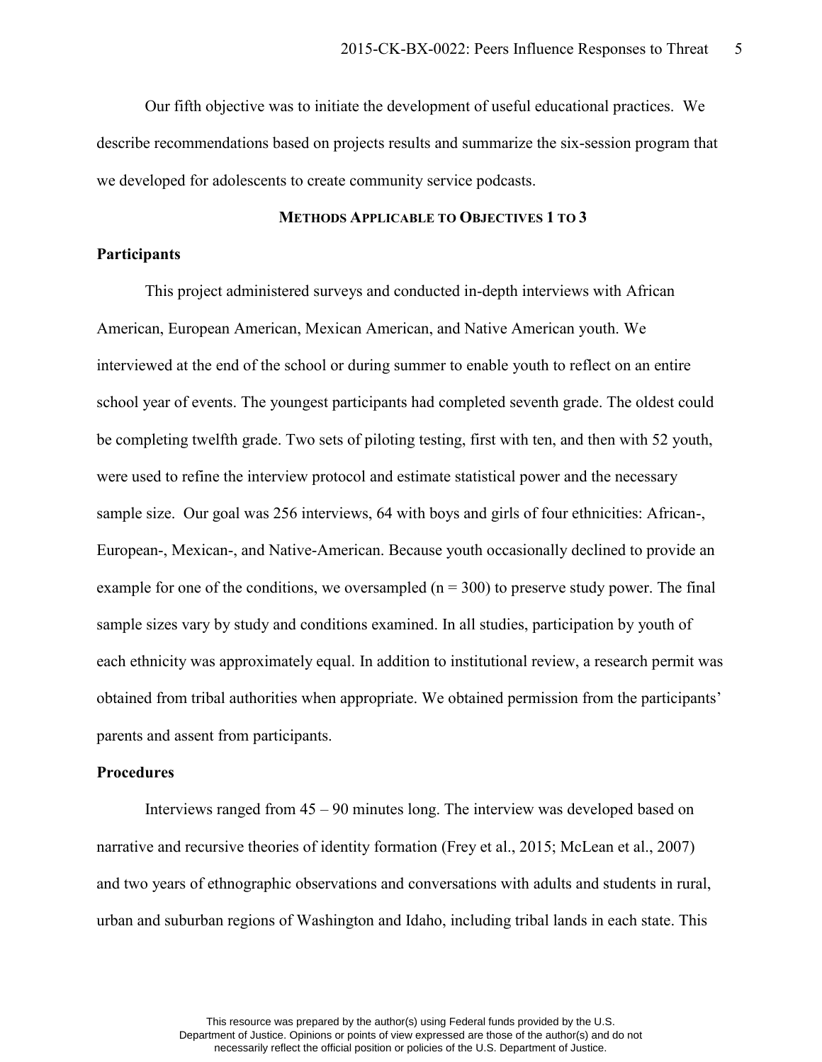Our fifth objective was to initiate the development of useful educational practices. We describe recommendations based on projects results and summarize the six-session program that we developed for adolescents to create community service podcasts.

## METHODS APPLICABLE TO OBJECTIVES 1 TO 3

### Participants

This project administered surveys and conducted in-depth interviews with African American, European American, Mexican American, and Native American youth. We interviewed at the end of the school or during summer to enable youth to reflect on an entire school year of events. The youngest participants had completed seventh grade. The oldest could be completing twelfth grade. Two sets of piloting testing, first with ten, and then with 52 youth, were used to refine the interview protocol and estimate statistical power and the necessary sample size. Our goal was 256 interviews, 64 with boys and girls of four ethnicities: African-, European-, Mexican-, and Native-American. Because youth occasionally declined to provide an example for one of the conditions, we oversampled ($n = 300$) to preserve study power. The final sample sizes vary by study and conditions examined. In all studies, participation by youth of each ethnicity was approximately equal. In addition to institutional review, a research permit was obtained from tribal authorities when appropriate. We obtained permission from the participants' parents and assent from participants.

### Procedures

Interviews ranged from 45 – 90 minutes long. The interview was developed based on narrative and recursive theories of identity formation (Frey et al., 2015; McLean et al., 2007) and two years of ethnographic observations and conversations with adults and students in rural, urban and suburban regions of Washington and Idaho, including tribal lands in each state. This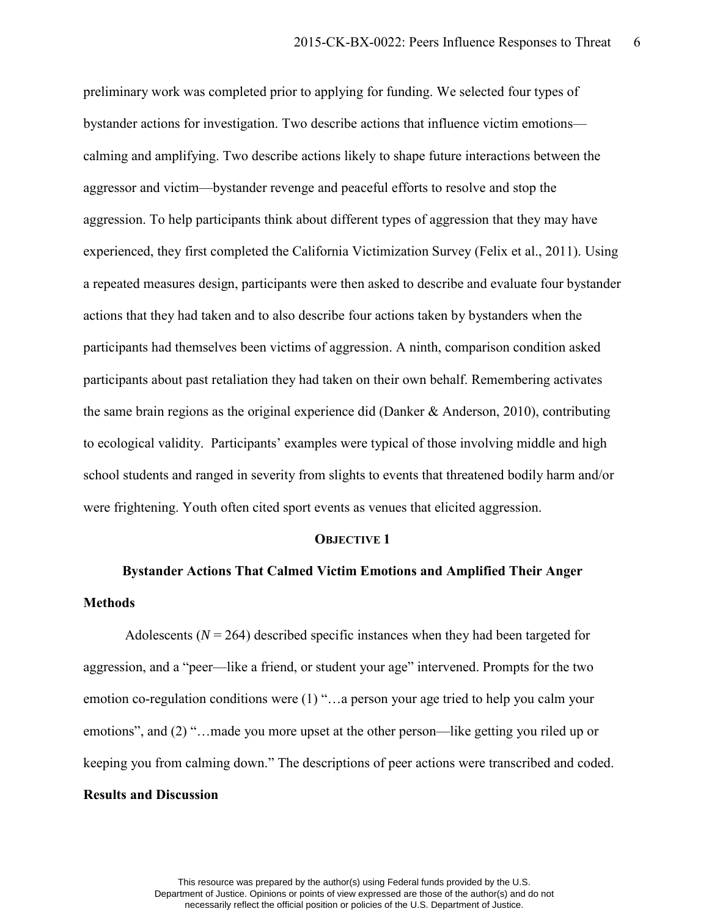preliminary work was completed prior to applying for funding. We selected four types of bystander actions for investigation. Two describe actions that influence victim emotions—calming and amplifying. Two describe actions likely to shape future interactions between the aggressor and victim—bystander revenge and peaceful efforts to resolve and stop the aggression. To help participants think about different types of aggression that they may have experienced, they first completed the California Victimization Survey (Felix et al., 2011). Using a repeated measures design, participants were then asked to describe and evaluate four bystander actions that they had taken and to also describe four actions taken by bystanders when the participants had themselves been victims of aggression. A ninth, comparison condition asked participants about past retaliation they had taken on their own behalf. Remembering activates the same brain regions as the original experience did (Danker & Anderson, 2010), contributing to ecological validity. Participants' examples were typical of those involving middle and high school students and ranged in severity from slights to events that threatened bodily harm and/or were frightening. Youth often cited sport events as venues that elicited aggression.

## Objective 1

## Bystander Actions That Calmed Victim Emotions and Amplified Their Anger

### Methods

Adolescents (*N* = 264) described specific instances when they had been targeted for aggression, and a "peer—like a friend, or student your age" intervened. Prompts for the two emotion co-regulation conditions were (1) "…a person your age tried to help you calm your emotions", and (2) "…made you more upset at the other person—like getting you riled up or keeping you from calming down." The descriptions of peer actions were transcribed and coded.

### Results and Discussion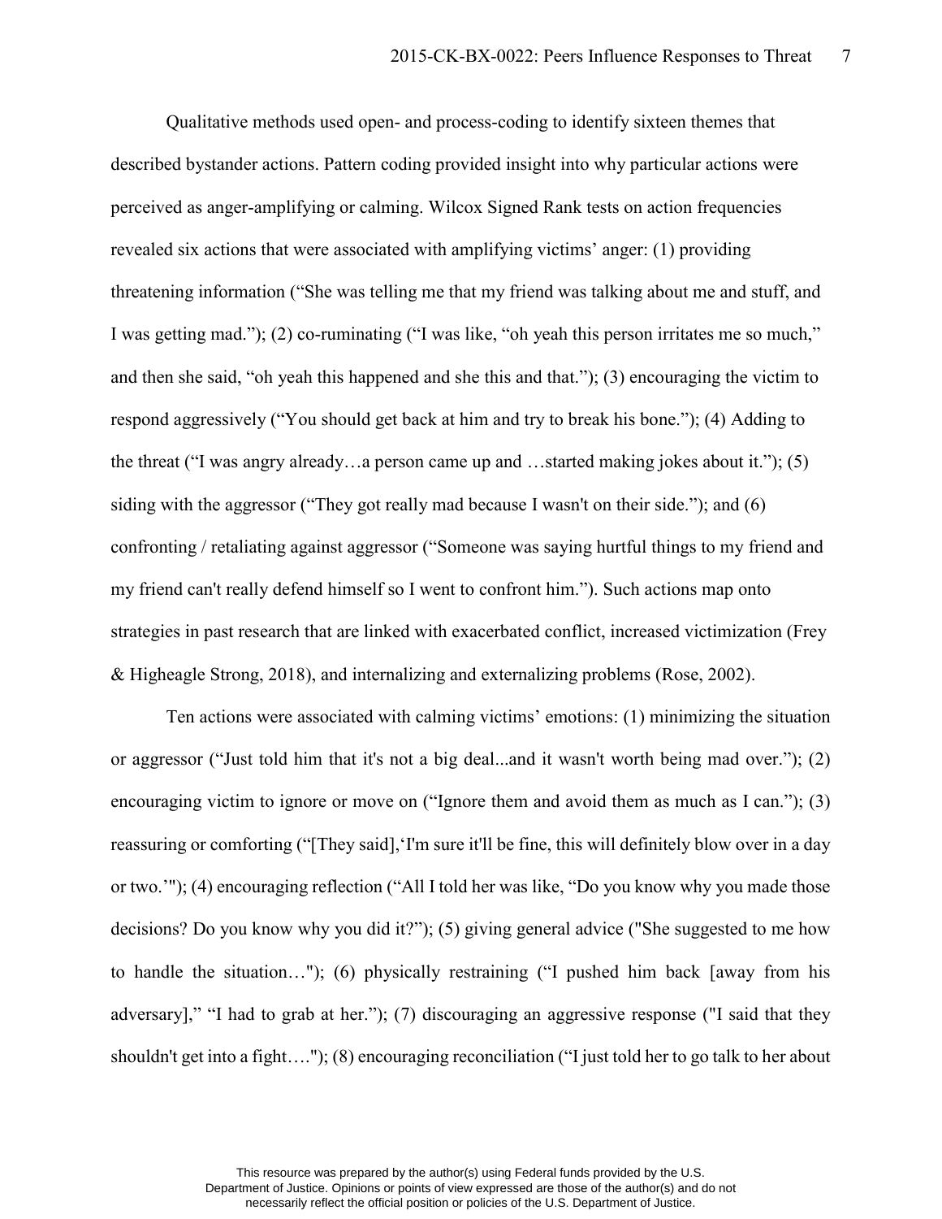Qualitative methods used open- and process-coding to identify sixteen themes that described bystander actions. Pattern coding provided insight into why particular actions were perceived as anger-amplifying or calming. Wilcox Signed Rank tests on action frequencies revealed six actions that were associated with amplifying victims' anger: (1) providing threatening information ("She was telling me that my friend was talking about me and stuff, and I was getting mad."); (2) co-ruminating ("I was like, "oh yeah this person irritates me so much," and then she said, "oh yeah this happened and she this and that."); (3) encouraging the victim to respond aggressively ("You should get back at him and try to break his bone."); (4) Adding to the threat ("I was angry already…a person came up and …started making jokes about it."); (5) siding with the aggressor ("They got really mad because I wasn't on their side."); and (6) confronting / retaliating against aggressor ("Someone was saying hurtful things to my friend and my friend can't really defend himself so I went to confront him."). Such actions map onto strategies in past research that are linked with exacerbated conflict, increased victimization (Frey & Higheagle Strong, 2018), and internalizing and externalizing problems (Rose, 2002).

Ten actions were associated with calming victims' emotions: (1) minimizing the situation or aggressor ("Just told him that it's not a big deal...and it wasn't worth being mad over."); (2) encouraging victim to ignore or move on ("Ignore them and avoid them as much as I can."); (3) reassuring or comforting ("[They said],'I'm sure it'll be fine, this will definitely blow over in a day or two.'"); (4) encouraging reflection ("All I told her was like, "Do you know why you made those decisions? Do you know why you did it?"); (5) giving general advice ("She suggested to me how to handle the situation…"); (6) physically restraining ("I pushed him back [away from his adversary]," "I had to grab at her."); (7) discouraging an aggressive response ("I said that they shouldn't get into a fight…."); (8) encouraging reconciliation ("I just told her to go talk to her about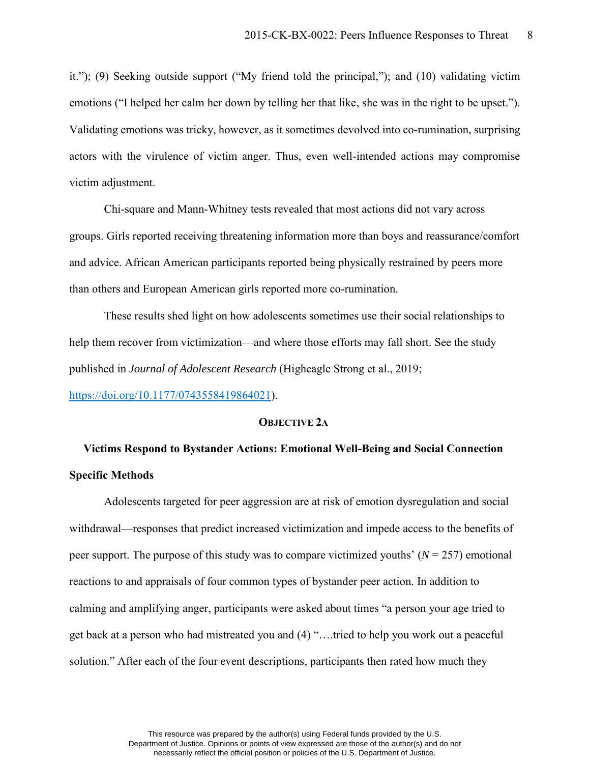it."); (9) Seeking outside support ("My friend told the principal,"); and (10) validating victim emotions ("I helped her calm her down by telling her that like, she was in the right to be upset."). Validating emotions was tricky, however, as it sometimes devolved into co-rumination, surprising actors with the virulence of victim anger. Thus, even well-intended actions may compromise victim adjustment.

Chi-square and Mann-Whitney tests revealed that most actions did not vary across groups. Girls reported receiving threatening information more than boys and reassurance/comfort and advice. African American participants reported being physically restrained by peers more than others and European American girls reported more co-rumination.

These results shed light on how adolescents sometimes use their social relationships to help them recover from victimization—and where those efforts may fall short. See the study published in *Journal of Adolescent Research* (Higheagle Strong et al., 2019; https://doi.org/10.1177/0743558419864021).

## OBJECTIVE 2A

### Victims Respond to Bystander Actions: Emotional Well-Being and Social Connection

#### Specific Methods

Adolescents targeted for peer aggression are at risk of emotion dysregulation and social withdrawal—responses that predict increased victimization and impede access to the benefits of peer support. The purpose of this study was to compare victimized youths' ($N$ = 257) emotional reactions to and appraisals of four common types of bystander peer action. In addition to calming and amplifying anger, participants were asked about times "a person your age tried to get back at a person who had mistreated you and (4) "….tried to help you work out a peaceful solution." After each of the four event descriptions, participants then rated how much they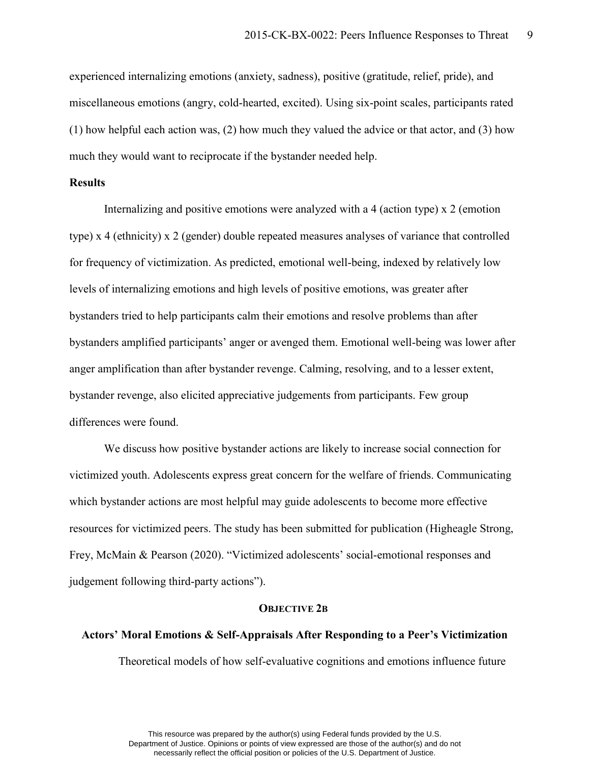experienced internalizing emotions (anxiety, sadness), positive (gratitude, relief, pride), and miscellaneous emotions (angry, cold-hearted, excited). Using six-point scales, participants rated (1) how helpful each action was, (2) how much they valued the advice or that actor, and (3) how much they would want to reciprocate if the bystander needed help.

**Results**

Internalizing and positive emotions were analyzed with a 4 (action type) x 2 (emotion type) x 4 (ethnicity) x 2 (gender) double repeated measures analyses of variance that controlled for frequency of victimization. As predicted, emotional well-being, indexed by relatively low levels of internalizing emotions and high levels of positive emotions, was greater after bystanders tried to help participants calm their emotions and resolve problems than after bystanders amplified participants' anger or avenged them. Emotional well-being was lower after anger amplification than after bystander revenge. Calming, resolving, and to a lesser extent, bystander revenge, also elicited appreciative judgements from participants. Few group differences were found.

We discuss how positive bystander actions are likely to increase social connection for victimized youth. Adolescents express great concern for the welfare of friends. Communicating which bystander actions are most helpful may guide adolescents to become more effective resources for victimized peers. The study has been submitted for publication (Higheagle Strong, Frey, McMain & Pearson (2020). "Victimized adolescents' social-emotional responses and judgement following third-party actions").

## OBJECTIVE 2B

### Actors' Moral Emotions & Self-Appraisals After Responding to a Peer's Victimization

Theoretical models of how self-evaluative cognitions and emotions influence future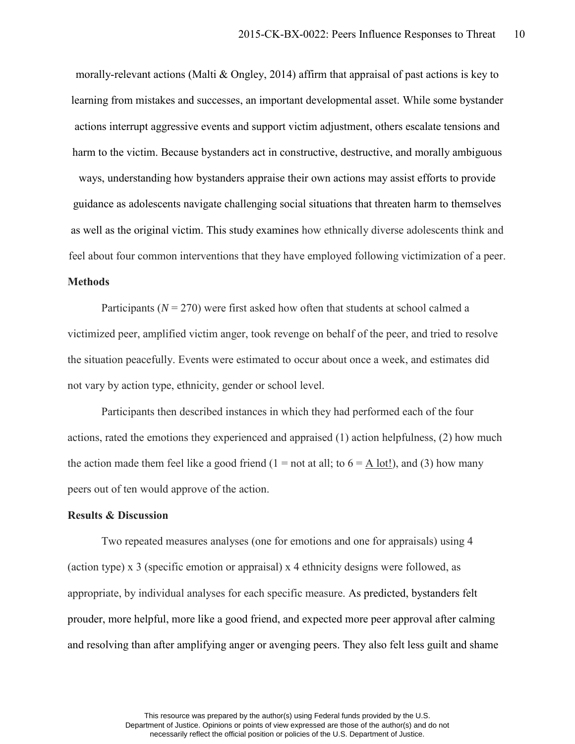morally-relevant actions (Malti & Ongley, 2014) affirm that appraisal of past actions is key to learning from mistakes and successes, an important developmental asset. While some bystander actions interrupt aggressive events and support victim adjustment, others escalate tensions and harm to the victim. Because bystanders act in constructive, destructive, and morally ambiguous ways, understanding how bystanders appraise their own actions may assist efforts to provide guidance as adolescents navigate challenging social situations that threaten harm to themselves as well as the original victim. This study examines how ethnically diverse adolescents think and feel about four common interventions that they have employed following victimization of a peer.

**Methods**

Participants (*N* = 270) were first asked how often that students at school calmed a victimized peer, amplified victim anger, took revenge on behalf of the peer, and tried to resolve the situation peacefully. Events were estimated to occur about once a week, and estimates did not vary by action type, ethnicity, gender or school level.

Participants then described instances in which they had performed each of the four actions, rated the emotions they experienced and appraised (1) action helpfulness, (2) how much the action made them feel like a good friend (1 = not at all; to 6 = <u>A lot!</u>), and (3) how many peers out of ten would approve of the action.

**Results & Discussion**

Two repeated measures analyses (one for emotions and one for appraisals) using 4 (action type) x 3 (specific emotion or appraisal) x 4 ethnicity designs were followed, as appropriate, by individual analyses for each specific measure. As predicted, bystanders felt prouder, more helpful, more like a good friend, and expected more peer approval after calming and resolving than after amplifying anger or avenging peers. They also felt less guilt and shame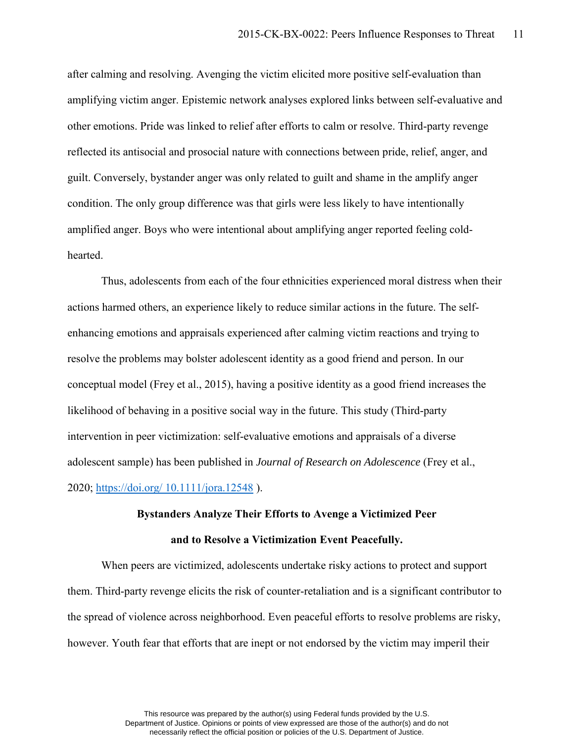after calming and resolving. Avenging the victim elicited more positive self-evaluation than amplifying victim anger. Epistemic network analyses explored links between self-evaluative and other emotions. Pride was linked to relief after efforts to calm or resolve. Third-party revenge reflected its antisocial and prosocial nature with connections between pride, relief, anger, and guilt. Conversely, bystander anger was only related to guilt and shame in the amplify anger condition. The only group difference was that girls were less likely to have intentionally amplified anger. Boys who were intentional about amplifying anger reported feeling cold-hearted.

Thus, adolescents from each of the four ethnicities experienced moral distress when their actions harmed others, an experience likely to reduce similar actions in the future. The self-enhancing emotions and appraisals experienced after calming victim reactions and trying to resolve the problems may bolster adolescent identity as a good friend and person. In our conceptual model (Frey et al., 2015), having a positive identity as a good friend increases the likelihood of behaving in a positive social way in the future. This study (Third-party intervention in peer victimization: self-evaluative emotions and appraisals of a diverse adolescent sample) has been published in *Journal of Research on Adolescence* (Frey et al., 2020; [https://doi.org/ 10.1111/jora.12548](https://doi.org/10.1111/jora.12548) ).

### Bystanders Analyze Their Efforts to Avenge a Victimized Peer and to Resolve a Victimization Event Peacefully.

When peers are victimized, adolescents undertake risky actions to protect and support them. Third-party revenge elicits the risk of counter-retaliation and is a significant contributor to the spread of violence across neighborhood. Even peaceful efforts to resolve problems are risky, however. Youth fear that efforts that are inept or not endorsed by the victim may imperil their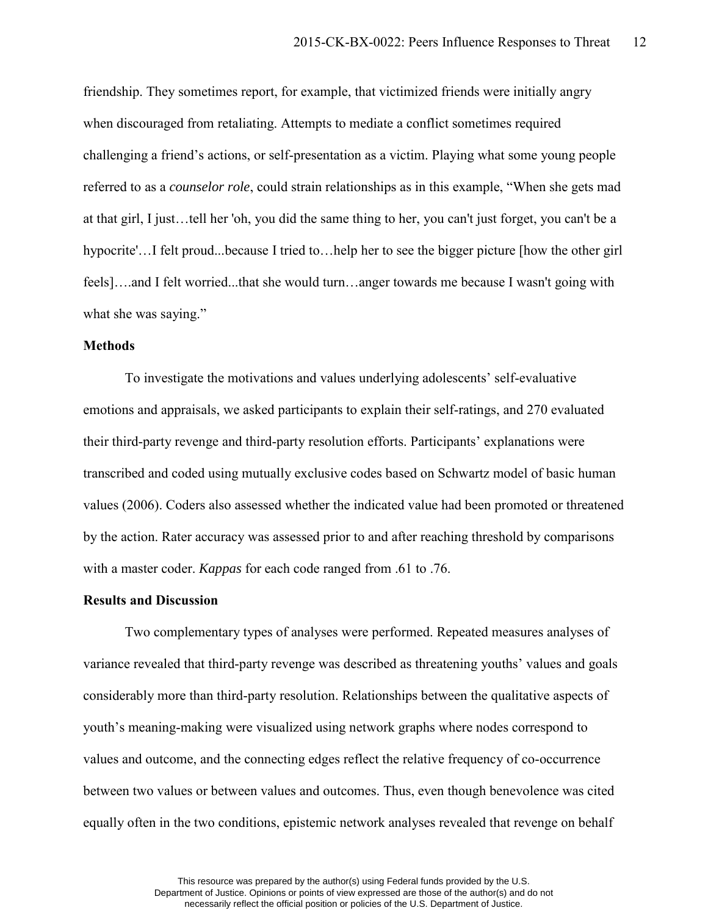friendship. They sometimes report, for example, that victimized friends were initially angry when discouraged from retaliating. Attempts to mediate a conflict sometimes required challenging a friend's actions, or self-presentation as a victim. Playing what some young people referred to as a *counselor role*, could strain relationships as in this example, "When she gets mad at that girl, I just…tell her 'oh, you did the same thing to her, you can't just forget, you can't be a hypocrite'…I felt proud...because I tried to…help her to see the bigger picture [how the other girl feels]….and I felt worried...that she would turn…anger towards me because I wasn't going with what she was saying."

## Methods

To investigate the motivations and values underlying adolescents' self-evaluative emotions and appraisals, we asked participants to explain their self-ratings, and 270 evaluated their third-party revenge and third-party resolution efforts. Participants' explanations were transcribed and coded using mutually exclusive codes based on Schwartz model of basic human values (2006). Coders also assessed whether the indicated value had been promoted or threatened by the action. Rater accuracy was assessed prior to and after reaching threshold by comparisons with a master coder. *Kappas* for each code ranged from .61 to .76.

## Results and Discussion

Two complementary types of analyses were performed. Repeated measures analyses of variance revealed that third-party revenge was described as threatening youths' values and goals considerably more than third-party resolution. Relationships between the qualitative aspects of youth's meaning-making were visualized using network graphs where nodes correspond to values and outcome, and the connecting edges reflect the relative frequency of co-occurrence between two values or between values and outcomes. Thus, even though benevolence was cited equally often in the two conditions, epistemic network analyses revealed that revenge on behalf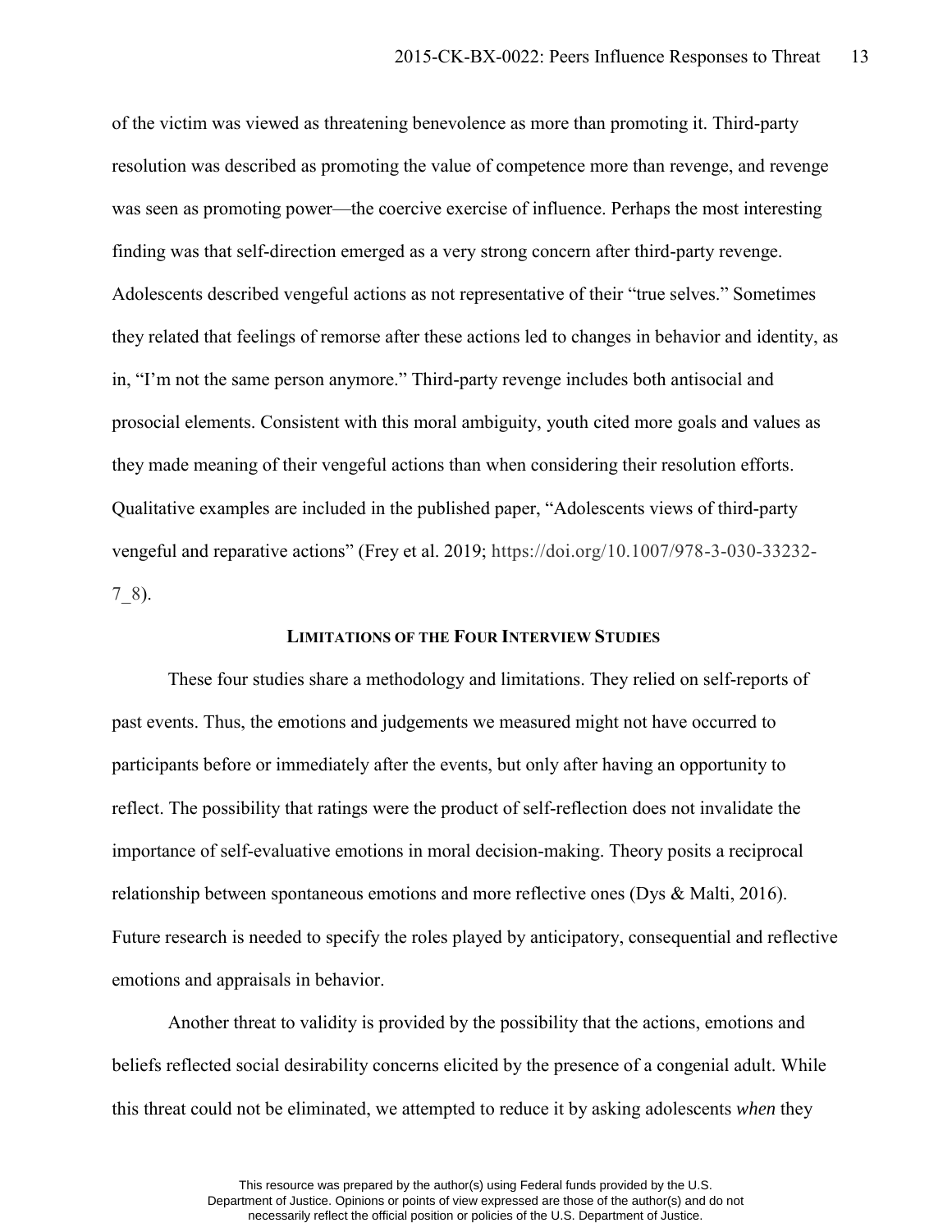of the victim was viewed as threatening benevolence as more than promoting it. Third-party resolution was described as promoting the value of competence more than revenge, and revenge was seen as promoting power—the coercive exercise of influence. Perhaps the most interesting finding was that self-direction emerged as a very strong concern after third-party revenge. Adolescents described vengeful actions as not representative of their "true selves." Sometimes they related that feelings of remorse after these actions led to changes in behavior and identity, as in, "I'm not the same person anymore." Third-party revenge includes both antisocial and prosocial elements. Consistent with this moral ambiguity, youth cited more goals and values as they made meaning of their vengeful actions than when considering their resolution efforts. Qualitative examples are included in the published paper, "Adolescents views of third-party vengeful and reparative actions" (Frey et al. 2019; https://doi.org/10.1007/978-3-030-33232-7_8).

## Limitations of the Four Interview Studies

These four studies share a methodology and limitations. They relied on self-reports of past events. Thus, the emotions and judgements we measured might not have occurred to participants before or immediately after the events, but only after having an opportunity to reflect. The possibility that ratings were the product of self-reflection does not invalidate the importance of self-evaluative emotions in moral decision-making. Theory posits a reciprocal relationship between spontaneous emotions and more reflective ones (Dys & Malti, 2016). Future research is needed to specify the roles played by anticipatory, consequential and reflective emotions and appraisals in behavior.

Another threat to validity is provided by the possibility that the actions, emotions and beliefs reflected social desirability concerns elicited by the presence of a congenial adult. While this threat could not be eliminated, we attempted to reduce it by asking adolescents *when* they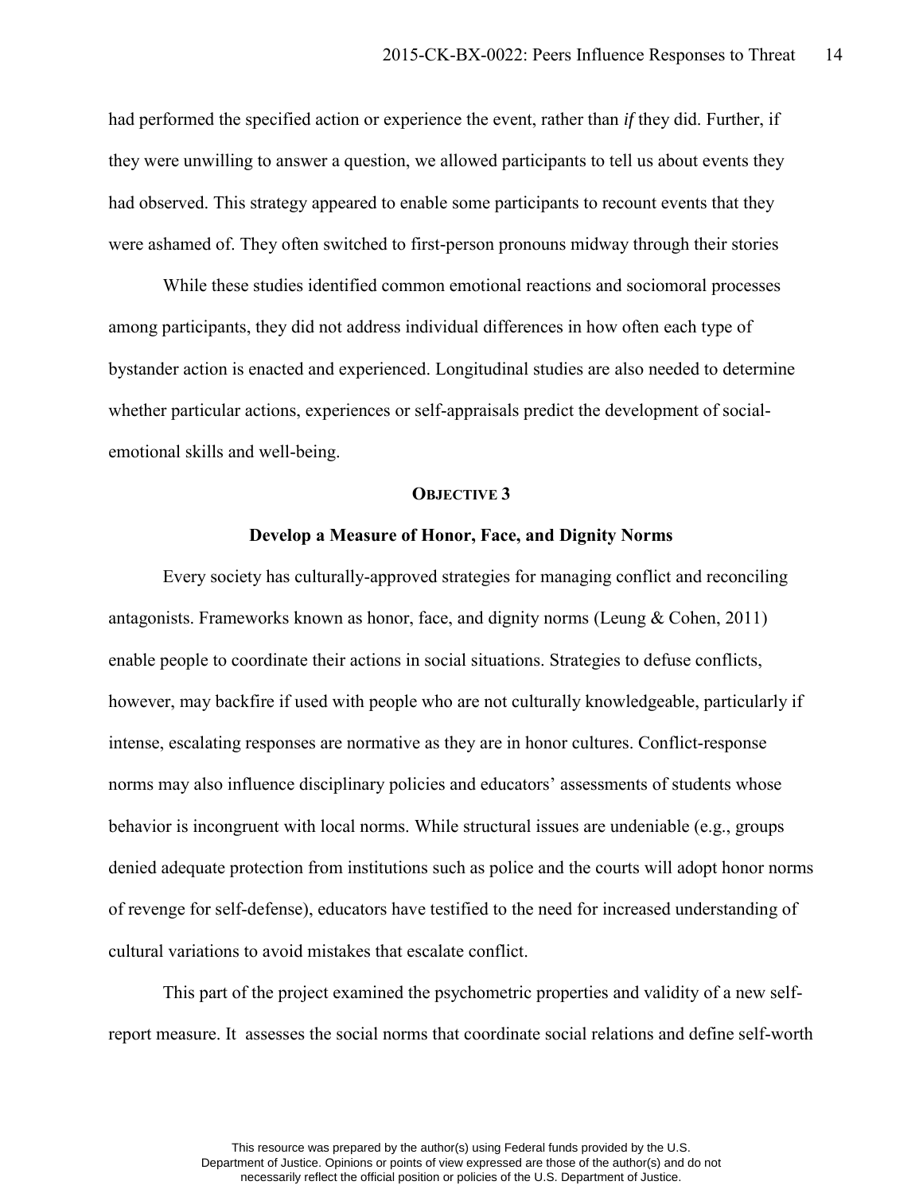had performed the specified action or experience the event, rather than *if* they did. Further, if they were unwilling to answer a question, we allowed participants to tell us about events they had observed. This strategy appeared to enable some participants to recount events that they were ashamed of. They often switched to first-person pronouns midway through their stories

While these studies identified common emotional reactions and sociomoral processes among participants, they did not address individual differences in how often each type of bystander action is enacted and experienced. Longitudinal studies are also needed to determine whether particular actions, experiences or self-appraisals predict the development of social-emotional skills and well-being.

## OBJECTIVE 3

### Develop a Measure of Honor, Face, and Dignity Norms

Every society has culturally-approved strategies for managing conflict and reconciling antagonists. Frameworks known as honor, face, and dignity norms (Leung & Cohen, 2011) enable people to coordinate their actions in social situations. Strategies to defuse conflicts, however, may backfire if used with people who are not culturally knowledgeable, particularly if intense, escalating responses are normative as they are in honor cultures. Conflict-response norms may also influence disciplinary policies and educators' assessments of students whose behavior is incongruent with local norms. While structural issues are undeniable (e.g., groups denied adequate protection from institutions such as police and the courts will adopt honor norms of revenge for self-defense), educators have testified to the need for increased understanding of cultural variations to avoid mistakes that escalate conflict.

This part of the project examined the psychometric properties and validity of a new self-report measure. It assesses the social norms that coordinate social relations and define self-worth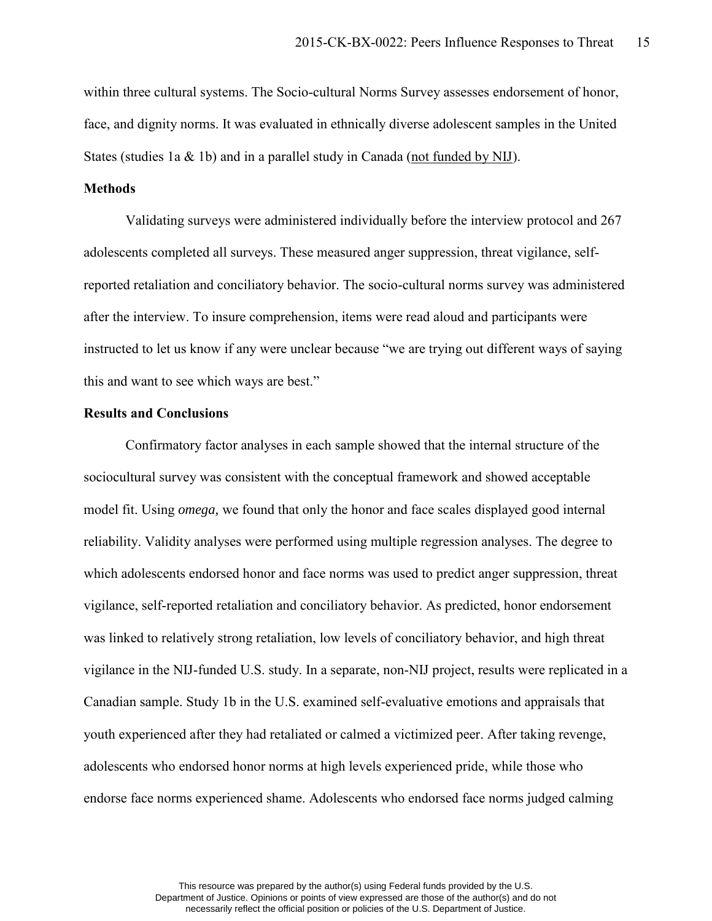within three cultural systems. The Socio-cultural Norms Survey assesses endorsement of honor, face, and dignity norms. It was evaluated in ethnically diverse adolescent samples in the United States (studies 1a & 1b) and in a parallel study in Canada (<u>not funded by NIJ</u>).

**Methods**

Validating surveys were administered individually before the interview protocol and 267 adolescents completed all surveys. These measured anger suppression, threat vigilance, self-reported retaliation and conciliatory behavior. The socio-cultural norms survey was administered after the interview. To insure comprehension, items were read aloud and participants were instructed to let us know if any were unclear because "we are trying out different ways of saying this and want to see which ways are best."

**Results and Conclusions**

Confirmatory factor analyses in each sample showed that the internal structure of the sociocultural survey was consistent with the conceptual framework and showed acceptable model fit. Using *omega,* we found that only the honor and face scales displayed good internal reliability. Validity analyses were performed using multiple regression analyses. The degree to which adolescents endorsed honor and face norms was used to predict anger suppression, threat vigilance, self-reported retaliation and conciliatory behavior. As predicted, honor endorsement was linked to relatively strong retaliation, low levels of conciliatory behavior, and high threat vigilance in the NIJ-funded U.S. study. In a separate, non-NIJ project, results were replicated in a Canadian sample. Study 1b in the U.S. examined self-evaluative emotions and appraisals that youth experienced after they had retaliated or calmed a victimized peer. After taking revenge, adolescents who endorsed honor norms at high levels experienced pride, while those who endorse face norms experienced shame. Adolescents who endorsed face norms judged calming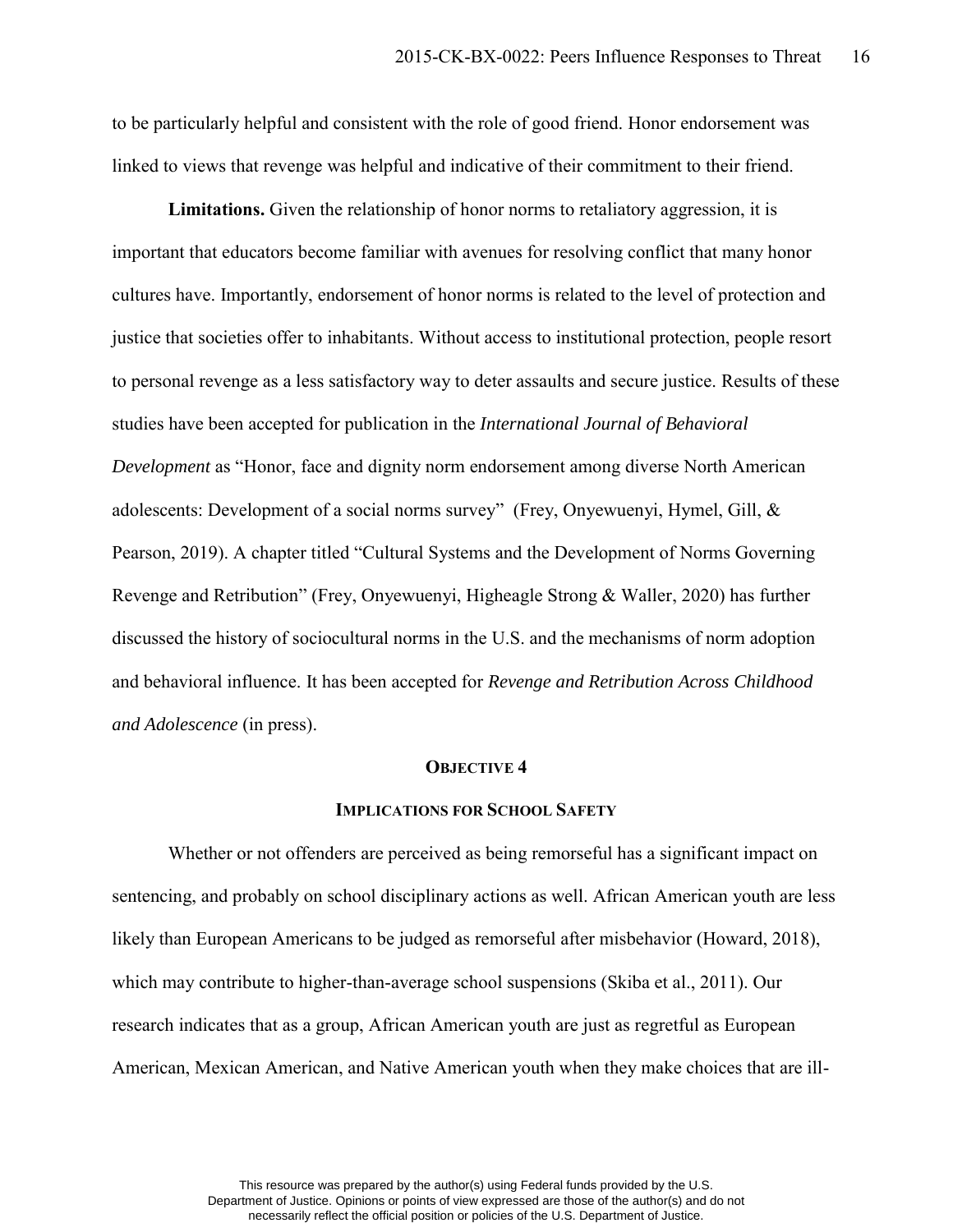to be particularly helpful and consistent with the role of good friend. Honor endorsement was linked to views that revenge was helpful and indicative of their commitment to their friend.

**Limitations.** Given the relationship of honor norms to retaliatory aggression, it is important that educators become familiar with avenues for resolving conflict that many honor cultures have. Importantly, endorsement of honor norms is related to the level of protection and justice that societies offer to inhabitants. Without access to institutional protection, people resort to personal revenge as a less satisfactory way to deter assaults and secure justice. Results of these studies have been accepted for publication in the *International Journal of Behavioral Development* as "Honor, face and dignity norm endorsement among diverse North American adolescents: Development of a social norms survey" (Frey, Onyewuenyi, Hymel, Gill, & Pearson, 2019). A chapter titled "Cultural Systems and the Development of Norms Governing Revenge and Retribution" (Frey, Onyewuenyi, Higheagle Strong & Waller, 2020) has further discussed the history of sociocultural norms in the U.S. and the mechanisms of norm adoption and behavioral influence. It has been accepted for *Revenge and Retribution Across Childhood and Adolescence* (in press).

## OBJECTIVE 4

## IMPLICATIONS FOR SCHOOL SAFETY

Whether or not offenders are perceived as being remorseful has a significant impact on sentencing, and probably on school disciplinary actions as well. African American youth are less likely than European Americans to be judged as remorseful after misbehavior (Howard, 2018), which may contribute to higher-than-average school suspensions (Skiba et al., 2011). Our research indicates that as a group, African American youth are just as regretful as European American, Mexican American, and Native American youth when they make choices that are ill-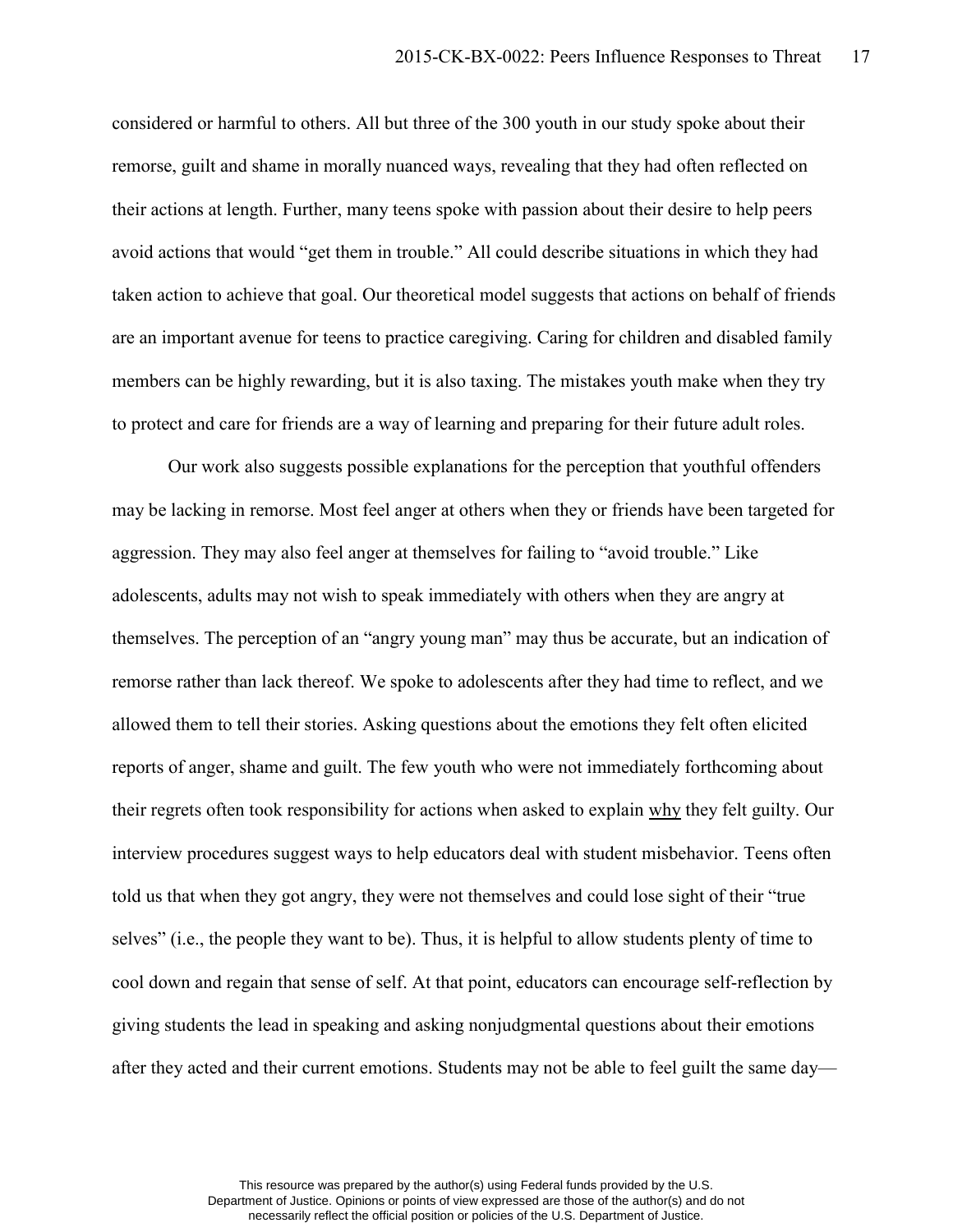considered or harmful to others. All but three of the 300 youth in our study spoke about their remorse, guilt and shame in morally nuanced ways, revealing that they had often reflected on their actions at length. Further, many teens spoke with passion about their desire to help peers avoid actions that would "get them in trouble." All could describe situations in which they had taken action to achieve that goal. Our theoretical model suggests that actions on behalf of friends are an important avenue for teens to practice caregiving. Caring for children and disabled family members can be highly rewarding, but it is also taxing. The mistakes youth make when they try to protect and care for friends are a way of learning and preparing for their future adult roles.

Our work also suggests possible explanations for the perception that youthful offenders may be lacking in remorse. Most feel anger at others when they or friends have been targeted for aggression. They may also feel anger at themselves for failing to "avoid trouble." Like adolescents, adults may not wish to speak immediately with others when they are angry at themselves. The perception of an "angry young man" may thus be accurate, but an indication of remorse rather than lack thereof. We spoke to adolescents after they had time to reflect, and we allowed them to tell their stories. Asking questions about the emotions they felt often elicited reports of anger, shame and guilt. The few youth who were not immediately forthcoming about their regrets often took responsibility for actions when asked to explain <u>why</u> they felt guilty. Our interview procedures suggest ways to help educators deal with student misbehavior. Teens often told us that when they got angry, they were not themselves and could lose sight of their "true selves" (i.e., the people they want to be). Thus, it is helpful to allow students plenty of time to cool down and regain that sense of self. At that point, educators can encourage self-reflection by giving students the lead in speaking and asking nonjudgmental questions about their emotions after they acted and their current emotions. Students may not be able to feel guilt the same day—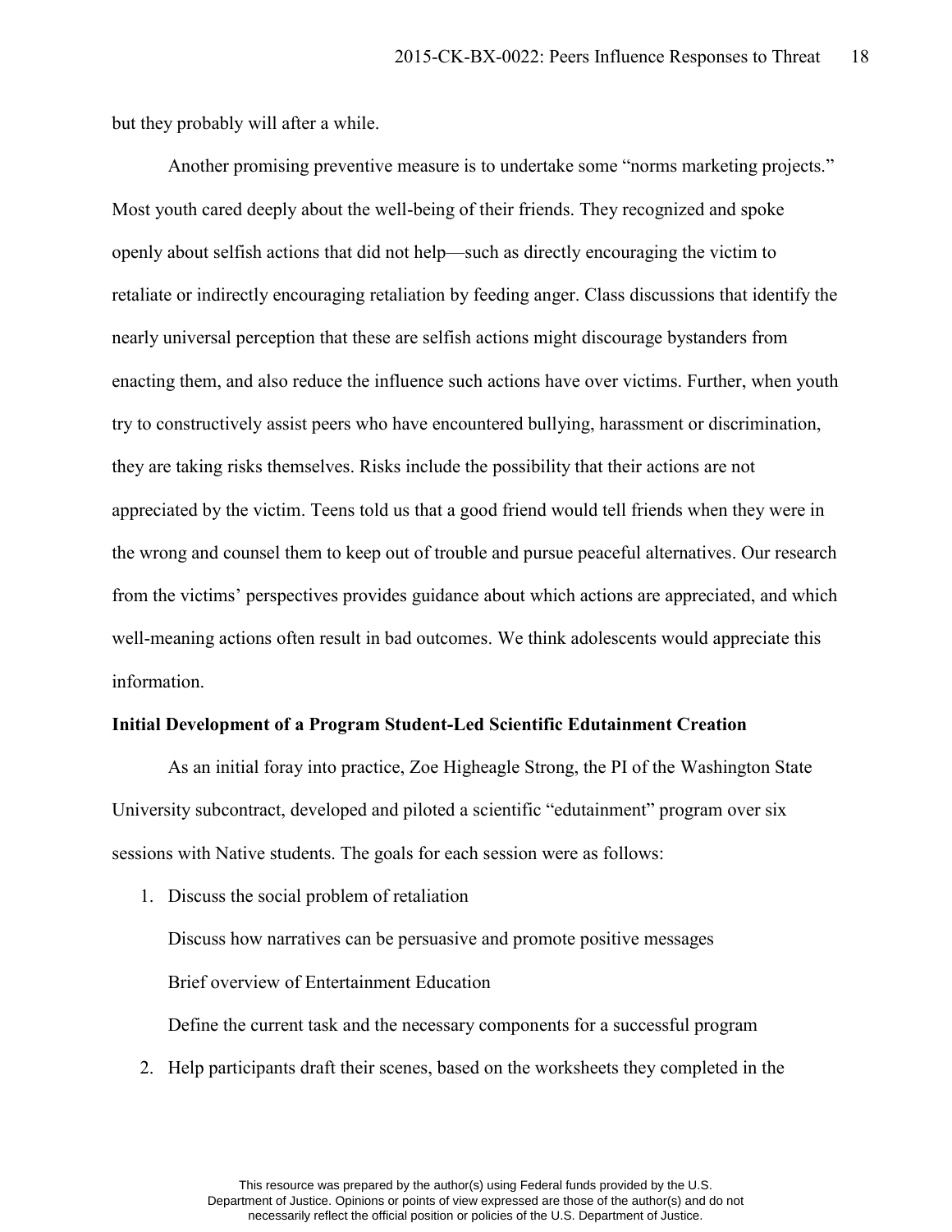but they probably will after a while.

Another promising preventive measure is to undertake some "norms marketing projects." Most youth cared deeply about the well-being of their friends. They recognized and spoke openly about selfish actions that did not help—such as directly encouraging the victim to retaliate or indirectly encouraging retaliation by feeding anger. Class discussions that identify the nearly universal perception that these are selfish actions might discourage bystanders from enacting them, and also reduce the influence such actions have over victims. Further, when youth try to constructively assist peers who have encountered bullying, harassment or discrimination, they are taking risks themselves. Risks include the possibility that their actions are not appreciated by the victim. Teens told us that a good friend would tell friends when they were in the wrong and counsel them to keep out of trouble and pursue peaceful alternatives. Our research from the victims' perspectives provides guidance about which actions are appreciated, and which well-meaning actions often result in bad outcomes. We think adolescents would appreciate this information.

**Initial Development of a Program Student-Led Scientific Edutainment Creation**

As an initial foray into practice, Zoe Higheagle Strong, the PI of the Washington State University subcontract, developed and piloted a scientific "edutainment" program over six sessions with Native students. The goals for each session were as follows:

1. Discuss the social problem of retaliation

   Discuss how narratives can be persuasive and promote positive messages

   Brief overview of Entertainment Education

   Define the current task and the necessary components for a successful program

2. Help participants draft their scenes, based on the worksheets they completed in the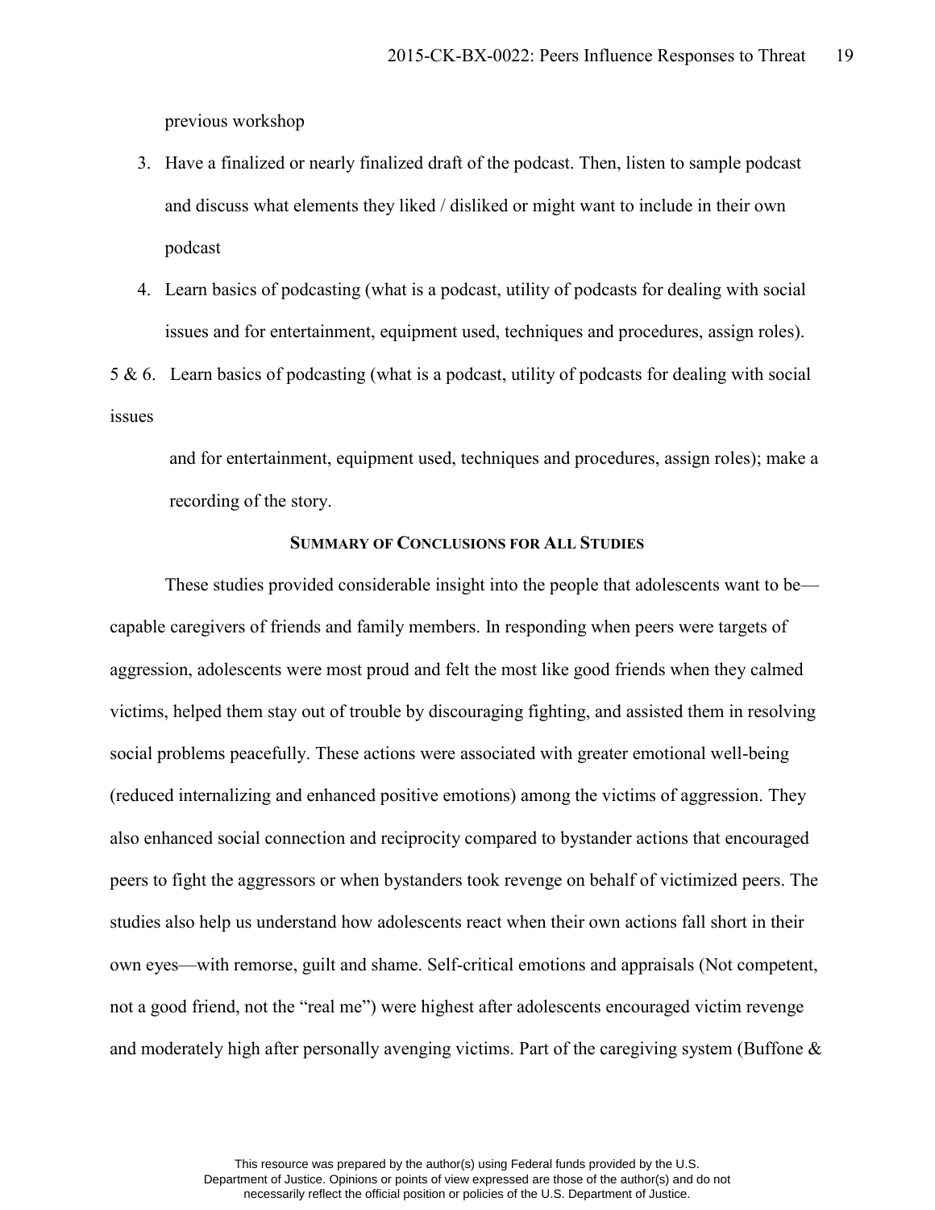previous workshop

3. Have a finalized or nearly finalized draft of the podcast. Then, listen to sample podcast and discuss what elements they liked / disliked or might want to include in their own podcast
4. Learn basics of podcasting (what is a podcast, utility of podcasts for dealing with social issues and for entertainment, equipment used, techniques and procedures, assign roles).

5 & 6. Learn basics of podcasting (what is a podcast, utility of podcasts for dealing with social issues and for entertainment, equipment used, techniques and procedures, assign roles); make a recording of the story.

### SUMMARY OF CONCLUSIONS FOR ALL STUDIES

These studies provided considerable insight into the people that adolescents want to be—capable caregivers of friends and family members. In responding when peers were targets of aggression, adolescents were most proud and felt the most like good friends when they calmed victims, helped them stay out of trouble by discouraging fighting, and assisted them in resolving social problems peacefully. These actions were associated with greater emotional well-being (reduced internalizing and enhanced positive emotions) among the victims of aggression. They also enhanced social connection and reciprocity compared to bystander actions that encouraged peers to fight the aggressors or when bystanders took revenge on behalf of victimized peers. The studies also help us understand how adolescents react when their own actions fall short in their own eyes—with remorse, guilt and shame. Self-critical emotions and appraisals (Not competent, not a good friend, not the "real me") were highest after adolescents encouraged victim revenge and moderately high after personally avenging victims. Part of the caregiving system (Buffone &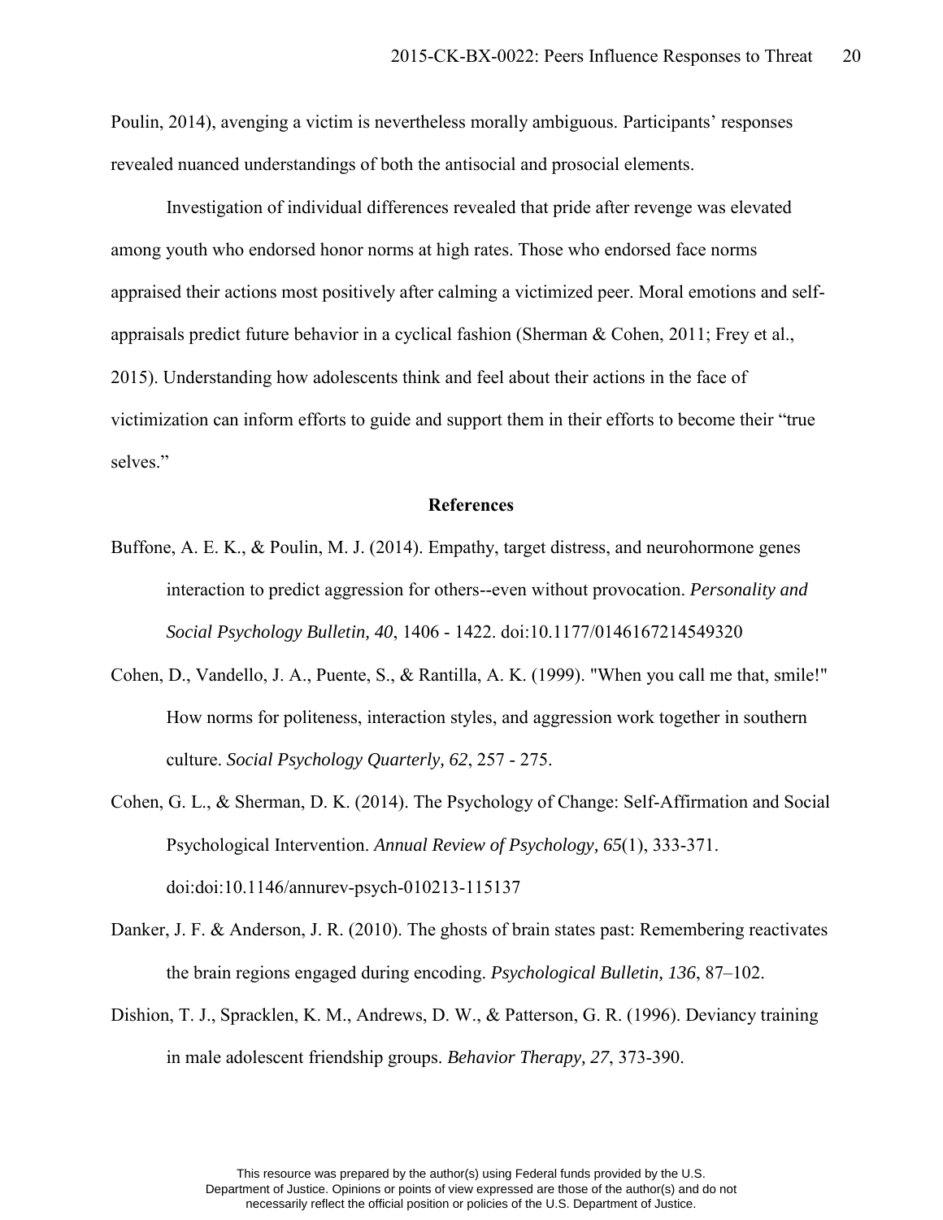Poulin, 2014), avenging a victim is nevertheless morally ambiguous. Participants' responses revealed nuanced understandings of both the antisocial and prosocial elements.

Investigation of individual differences revealed that pride after revenge was elevated among youth who endorsed honor norms at high rates. Those who endorsed face norms appraised their actions most positively after calming a victimized peer. Moral emotions and self-appraisals predict future behavior in a cyclical fashion (Sherman & Cohen, 2011; Frey et al., 2015). Understanding how adolescents think and feel about their actions in the face of victimization can inform efforts to guide and support them in their efforts to become their "true selves."

## References

Buffone, A. E. K., & Poulin, M. J. (2014). Empathy, target distress, and neurohormone genes interaction to predict aggression for others--even without provocation. *Personality and Social Psychology Bulletin, 40*, 1406 - 1422. doi:10.1177/0146167214549320

Cohen, D., Vandello, J. A., Puente, S., & Rantilla, A. K. (1999). "When you call me that, smile!" How norms for politeness, interaction styles, and aggression work together in southern culture. *Social Psychology Quarterly, 62*, 257 - 275.

Cohen, G. L., & Sherman, D. K. (2014). The Psychology of Change: Self-Affirmation and Social Psychological Intervention. *Annual Review of Psychology, 65*(1), 333-371. doi:doi:10.1146/annurev-psych-010213-115137

Danker, J. F. & Anderson, J. R. (2010). The ghosts of brain states past: Remembering reactivates the brain regions engaged during encoding. *Psychological Bulletin, 136*, 87–102.

Dishion, T. J., Spracklen, K. M., Andrews, D. W., & Patterson, G. R. (1996). Deviancy training in male adolescent friendship groups. *Behavior Therapy, 27*, 373-390.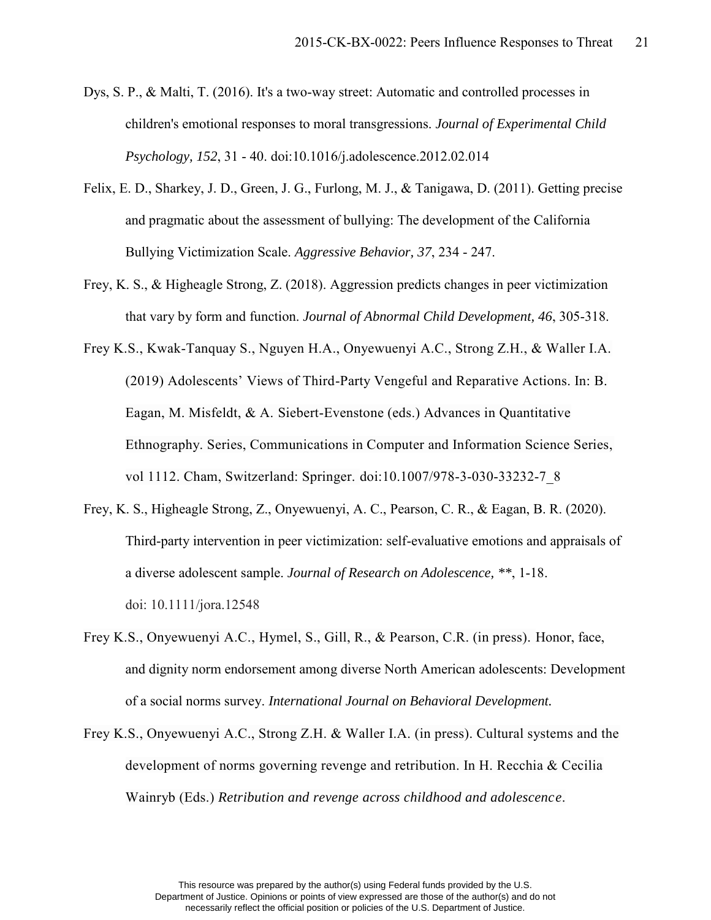Dys, S. P., & Malti, T. (2016). It's a two-way street: Automatic and controlled processes in children's emotional responses to moral transgressions. *Journal of Experimental Child Psychology, 152*, 31 - 40. doi:10.1016/j.adolescence.2012.02.014

Felix, E. D., Sharkey, J. D., Green, J. G., Furlong, M. J., & Tanigawa, D. (2011). Getting precise and pragmatic about the assessment of bullying: The development of the California Bullying Victimization Scale. *Aggressive Behavior, 37*, 234 - 247.

Frey, K. S., & Higheagle Strong, Z. (2018). Aggression predicts changes in peer victimization that vary by form and function. *Journal of Abnormal Child Development, 46*, 305-318.

Frey K.S., Kwak-Tanquay S., Nguyen H.A., Onyewuenyi A.C., Strong Z.H., & Waller I.A. (2019) Adolescents' Views of Third-Party Vengeful and Reparative Actions. In: B. Eagan, M. Misfeldt, & A. Siebert-Evenstone (eds.) Advances in Quantitative Ethnography. Series, Communications in Computer and Information Science Series, vol 1112. Cham, Switzerland: Springer. doi:10.1007/978-3-030-33232-7_8

Frey, K. S., Higheagle Strong, Z., Onyewuenyi, A. C., Pearson, C. R., & Eagan, B. R. (2020). Third-party intervention in peer victimization: self-evaluative emotions and appraisals of a diverse adolescent sample. *Journal of Research on Adolescence,* **, 1-18. doi: 10.1111/jora.12548

Frey K.S., Onyewuenyi A.C., Hymel, S., Gill, R., & Pearson, C.R. (in press). Honor, face, and dignity norm endorsement among diverse North American adolescents: Development of a social norms survey. *International Journal on Behavioral Development.*

Frey K.S., Onyewuenyi A.C., Strong Z.H. & Waller I.A. (in press). Cultural systems and the development of norms governing revenge and retribution. In H. Recchia & Cecilia Wainryb (Eds.) *Retribution and revenge across childhood and adolescence*.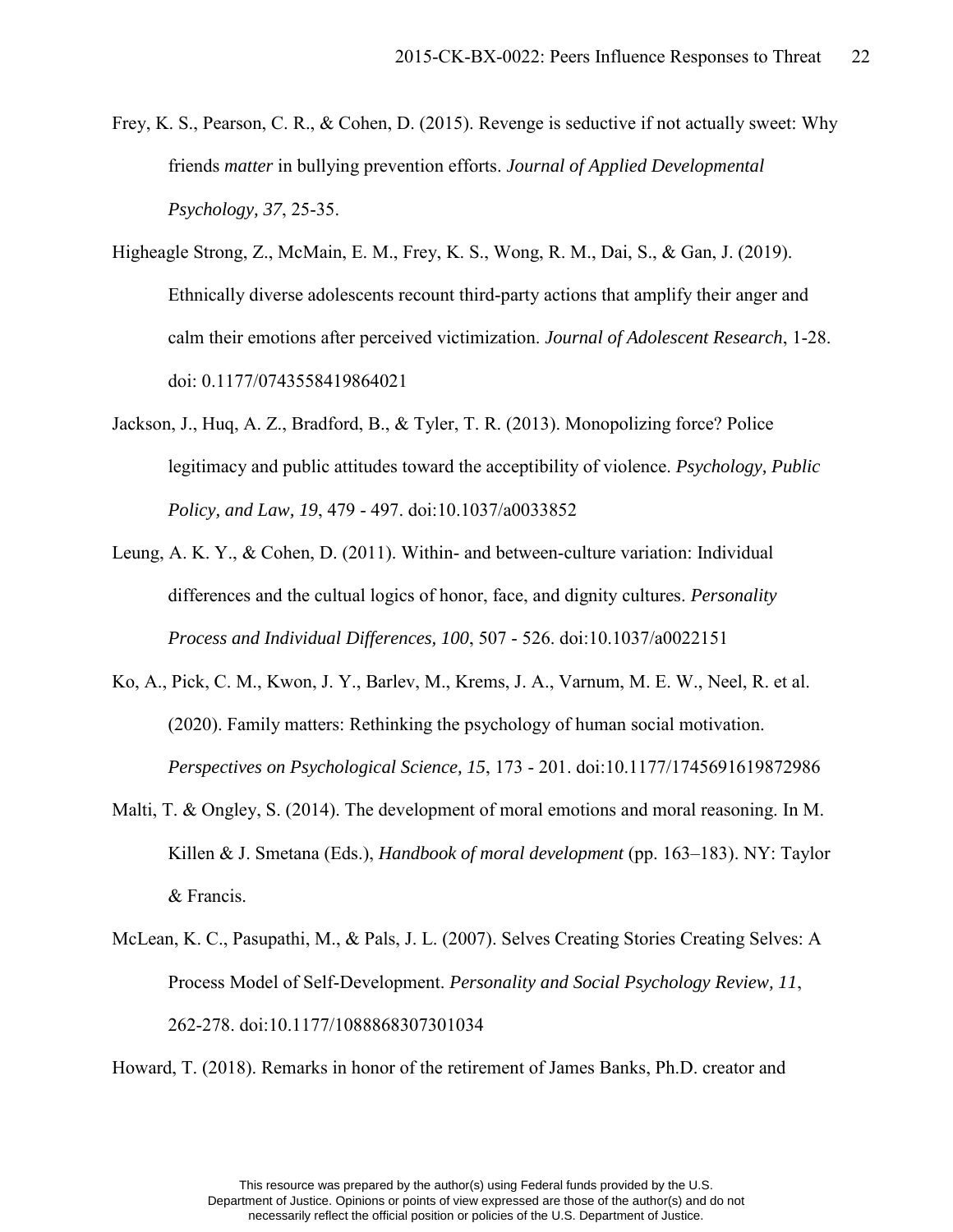Frey, K. S., Pearson, C. R., & Cohen, D. (2015). Revenge is seductive if not actually sweet: Why friends *matter* in bullying prevention efforts. *Journal of Applied Developmental Psychology, 37*, 25-35.

Higheagle Strong, Z., McMain, E. M., Frey, K. S., Wong, R. M., Dai, S., & Gan, J. (2019). Ethnically diverse adolescents recount third-party actions that amplify their anger and calm their emotions after perceived victimization. *Journal of Adolescent Research*, 1-28. doi: 0.1177/0743558419864021

Jackson, J., Huq, A. Z., Bradford, B., & Tyler, T. R. (2013). Monopolizing force? Police legitimacy and public attitudes toward the acceptibility of violence. *Psychology, Public Policy, and Law, 19*, 479 - 497. doi:10.1037/a0033852

Leung, A. K. Y., & Cohen, D. (2011). Within- and between-culture variation: Individual differences and the cultual logics of honor, face, and dignity cultures. *Personality Process and Individual Differences, 100*, 507 - 526. doi:10.1037/a0022151

Ko, A., Pick, C. M., Kwon, J. Y., Barlev, M., Krems, J. A., Varnum, M. E. W., Neel, R. et al. (2020). Family matters: Rethinking the psychology of human social motivation. *Perspectives on Psychological Science, 15*, 173 - 201. doi:10.1177/1745691619872986

Malti, T. & Ongley, S. (2014). The development of moral emotions and moral reasoning. In M. Killen & J. Smetana (Eds.), *Handbook of moral development* (pp. 163–183). NY: Taylor & Francis.

McLean, K. C., Pasupathi, M., & Pals, J. L. (2007). Selves Creating Stories Creating Selves: A Process Model of Self-Development. *Personality and Social Psychology Review, 11*, 262-278. doi:10.1177/1088868307301034

Howard, T. (2018). Remarks in honor of the retirement of James Banks, Ph.D. creator and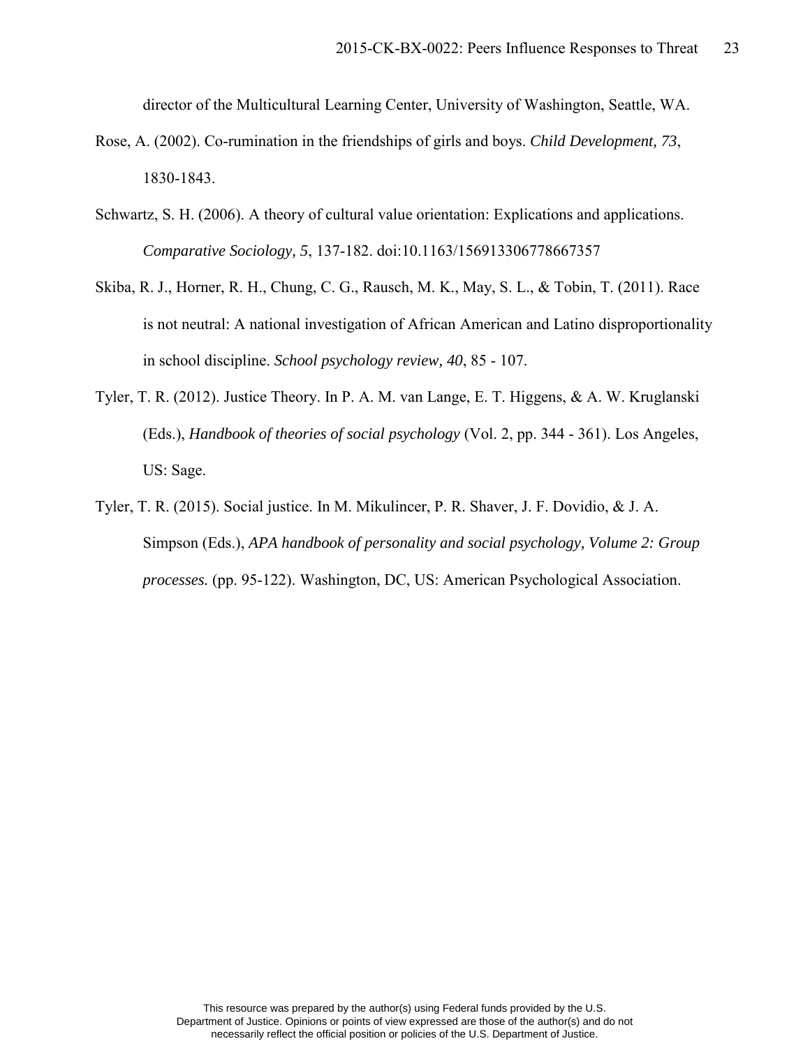director of the Multicultural Learning Center, University of Washington, Seattle, WA.

Rose, A. (2002). Co-rumination in the friendships of girls and boys. *Child Development, 73*, 1830-1843.

Schwartz, S. H. (2006). A theory of cultural value orientation: Explications and applications. *Comparative Sociology, 5*, 137-182. doi:10.1163/156913306778667357

Skiba, R. J., Horner, R. H., Chung, C. G., Rausch, M. K., May, S. L., & Tobin, T. (2011). Race is not neutral: A national investigation of African American and Latino disproportionality in school discipline. *School psychology review, 40*, 85 - 107.

Tyler, T. R. (2012). Justice Theory. In P. A. M. van Lange, E. T. Higgens, & A. W. Kruglanski (Eds.), *Handbook of theories of social psychology* (Vol. 2, pp. 344 - 361). Los Angeles, US: Sage.

Tyler, T. R. (2015). Social justice. In M. Mikulincer, P. R. Shaver, J. F. Dovidio, & J. A. Simpson (Eds.), *APA handbook of personality and social psychology, Volume 2: Group processes.* (pp. 95-122). Washington, DC, US: American Psychological Association.